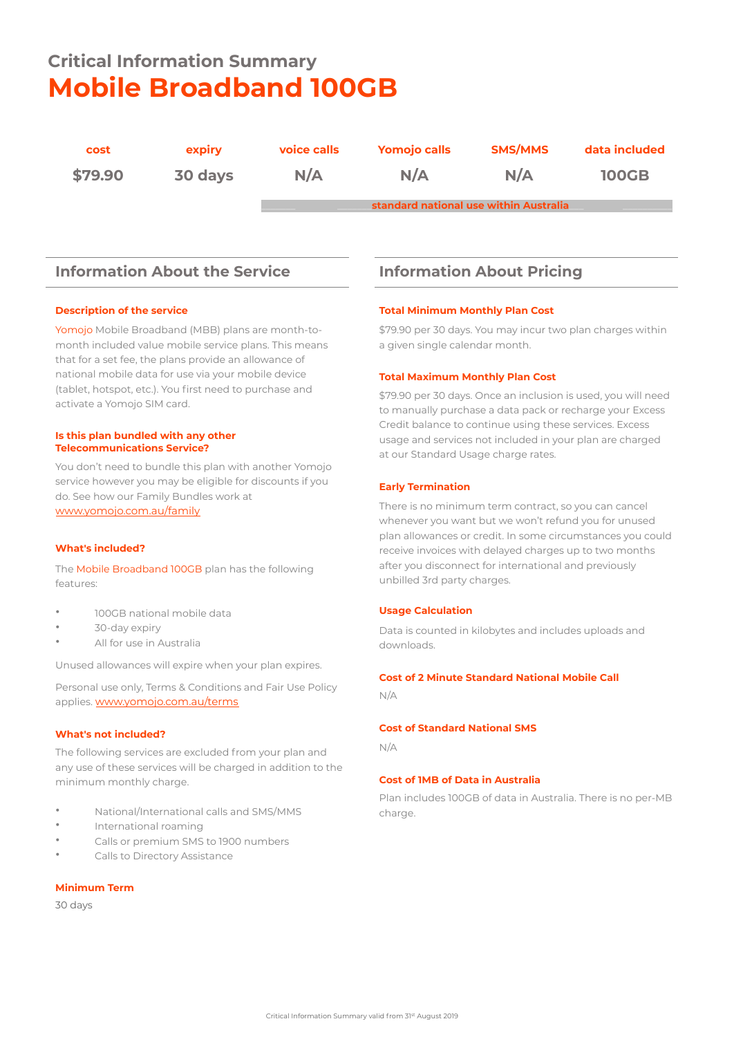# Critical Information Summary
# Mobile Broadband 100GB

| cost | expiry | voice calls | Yomojo calls | SMS/MMS | data included |
|---|---|---|---|---|---|
| $79.90 | 30 days | N/A | N/A | N/A | 100GB |
| | | standard national use within Australia | | | |

## Information About the Service

### Description of the service

Yomojo Mobile Broadband (MBB) plans are month-to-month included value mobile service plans. This means that for a set fee, the plans provide an allowance of national mobile data for use via your mobile device (tablet, hotspot, etc.). You first need to purchase and activate a Yomojo SIM card.

### Is this plan bundled with any other Telecommunications Service?

You don't need to bundle this plan with another Yomojo service however you may be eligible for discounts if you do. See how our Family Bundles work at www.yomojo.com.au/family

### What's included?

The Mobile Broadband 100GB plan has the following features:

- 100GB national mobile data
- 30-day expiry
- All for use in Australia

Unused allowances will expire when your plan expires.

Personal use only, Terms & Conditions and Fair Use Policy applies. www.yomojo.com.au/terms

### What's not included?

The following services are excluded from your plan and any use of these services will be charged in addition to the minimum monthly charge.

- National/International calls and SMS/MMS
- International roaming
- Calls or premium SMS to 1900 numbers
- Calls to Directory Assistance

### Minimum Term

30 days

## Information About Pricing

### Total Minimum Monthly Plan Cost

$79.90 per 30 days. You may incur two plan charges within a given single calendar month.

### Total Maximum Monthly Plan Cost

$79.90 per 30 days. Once an inclusion is used, you will need to manually purchase a data pack or recharge your Excess Credit balance to continue using these services. Excess usage and services not included in your plan are charged at our Standard Usage charge rates.

### Early Termination

There is no minimum term contract, so you can cancel whenever you want but we won't refund you for unused plan allowances or credit. In some circumstances you could receive invoices with delayed charges up to two months after you disconnect for international and previously unbilled 3rd party charges.

### Usage Calculation

Data is counted in kilobytes and includes uploads and downloads.

### Cost of 2 Minute Standard National Mobile Call

N/A

### Cost of Standard National SMS

N/A

### Cost of 1MB of Data in Australia

Plan includes 100GB of data in Australia. There is no per-MB charge.

Critical Information Summary valid from 31st August 2019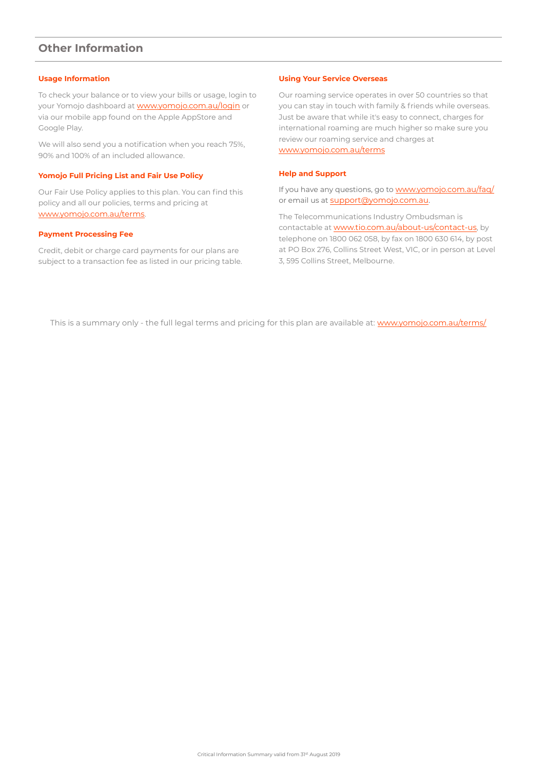## Other Information

### Usage Information

To check your balance or to view your bills or usage, login to your Yomojo dashboard at www.yomojo.com.au/login or via our mobile app found on the Apple AppStore and Google Play.

We will also send you a notification when you reach 75%, 90% and 100% of an included allowance.

### Yomojo Full Pricing List and Fair Use Policy

Our Fair Use Policy applies to this plan. You can find this policy and all our policies, terms and pricing at www.yomojo.com.au/terms.

### Payment Processing Fee

Credit, debit or charge card payments for our plans are subject to a transaction fee as listed in our pricing table.

### Using Your Service Overseas

Our roaming service operates in over 50 countries so that you can stay in touch with family & friends while overseas. Just be aware that while it's easy to connect, charges for international roaming are much higher so make sure you review our roaming service and charges at www.yomojo.com.au/terms

### Help and Support

If you have any questions, go to www.yomojo.com.au/faq/ or email us at support@yomojo.com.au.

The Telecommunications Industry Ombudsman is contactable at www.tio.com.au/about-us/contact-us, by telephone on 1800 062 058, by fax on 1800 630 614, by post at PO Box 276, Collins Street West, VIC, or in person at Level 3, 595 Collins Street, Melbourne.

This is a summary only - the full legal terms and pricing for this plan are available at: www.yomojo.com.au/terms/

Critical Information Summary valid from 31st August 2019